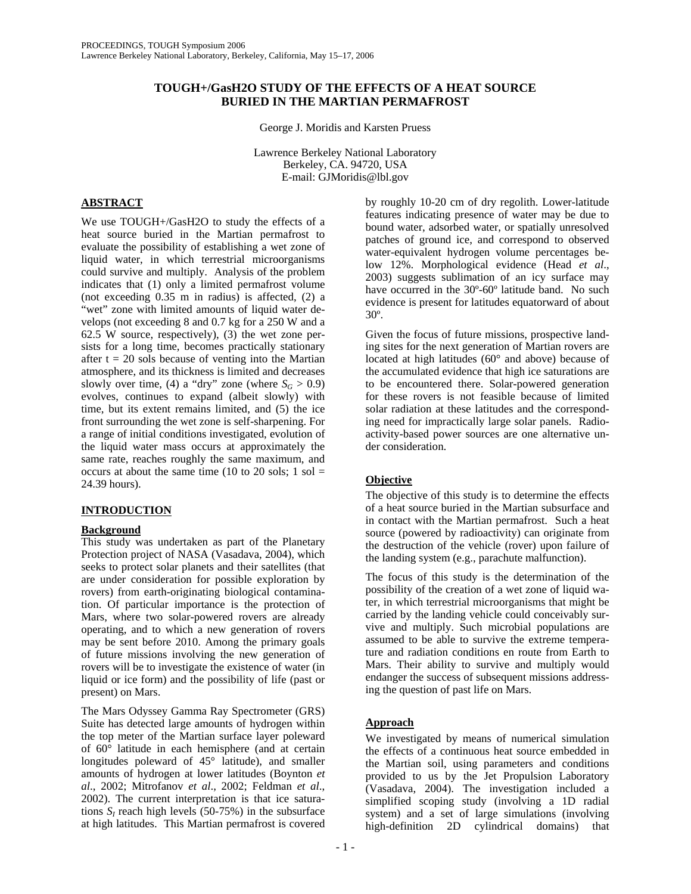# TOUGH+/GasH2O STUDY OF THE EFFECTS OF A HEAT SOURCE BURIED IN THE MARTIAN PERMAFROST

George J. Moridis and Karsten Pruess

Lawrence Berkeley National Laboratory
Berkeley, CA. 94720, USA
E-mail: GJMoridis@lbl.gov

## ABSTRACT

We use TOUGH+/GasH2O to study the effects of a heat source buried in the Martian permafrost to evaluate the possibility of establishing a wet zone of liquid water, in which terrestrial microorganisms could survive and multiply. Analysis of the problem indicates that (1) only a limited permafrost volume (not exceeding 0.35 m in radius) is affected, (2) a "wet" zone with limited amounts of liquid water develops (not exceeding 8 and 0.7 kg for a 250 W and a 62.5 W source, respectively), (3) the wet zone persists for a long time, becomes practically stationary after t = 20 sols because of venting into the Martian atmosphere, and its thickness is limited and decreases slowly over time, (4) a "dry" zone (where $S_G > 0.9$) evolves, continues to expand (albeit slowly) with time, but its extent remains limited, and (5) the ice front surrounding the wet zone is self-sharpening. For a range of initial conditions investigated, evolution of the liquid water mass occurs at approximately the same rate, reaches roughly the same maximum, and occurs at about the same time (10 to 20 sols; 1 sol = 24.39 hours).

## INTRODUCTION

### Background

This study was undertaken as part of the Planetary Protection project of NASA (Vasadava, 2004), which seeks to protect solar planets and their satellites (that are under consideration for possible exploration by rovers) from earth-originating biological contamination. Of particular importance is the protection of Mars, where two solar-powered rovers are already operating, and to which a new generation of rovers may be sent before 2010. Among the primary goals of future missions involving the new generation of rovers will be to investigate the existence of water (in liquid or ice form) and the possibility of life (past or present) on Mars.

The Mars Odyssey Gamma Ray Spectrometer (GRS) Suite has detected large amounts of hydrogen within the top meter of the Martian surface layer poleward of 60° latitude in each hemisphere (and at certain longitudes poleward of 45° latitude), and smaller amounts of hydrogen at lower latitudes (Boynton *et al*., 2002; Mitrofanov *et al*., 2002; Feldman *et al*., 2002). The current interpretation is that ice saturations $S_I$ reach high levels (50-75%) in the subsurface at high latitudes. This Martian permafrost is covered by roughly 10-20 cm of dry regolith. Lower-latitude features indicating presence of water may be due to bound water, adsorbed water, or spatially unresolved patches of ground ice, and correspond to observed water-equivalent hydrogen volume percentages below 12%. Morphological evidence (Head *et al*., 2003) suggests sublimation of an icy surface may have occurred in the 30º-60º latitude band. No such evidence is present for latitudes equatorward of about 30º.

Given the focus of future missions, prospective landing sites for the next generation of Martian rovers are located at high latitudes (60° and above) because of the accumulated evidence that high ice saturations are to be encountered there. Solar-powered generation for these rovers is not feasible because of limited solar radiation at these latitudes and the corresponding need for impractically large solar panels. Radioactivity-based power sources are one alternative under consideration.

### Objective

The objective of this study is to determine the effects of a heat source buried in the Martian subsurface and in contact with the Martian permafrost. Such a heat source (powered by radioactivity) can originate from the destruction of the vehicle (rover) upon failure of the landing system (e.g., parachute malfunction).

The focus of this study is the determination of the possibility of the creation of a wet zone of liquid water, in which terrestrial microorganisms that might be carried by the landing vehicle could conceivably survive and multiply. Such microbial populations are assumed to be able to survive the extreme temperature and radiation conditions en route from Earth to Mars. Their ability to survive and multiply would endanger the success of subsequent missions addressing the question of past life on Mars.

### Approach

We investigated by means of numerical simulation the effects of a continuous heat source embedded in the Martian soil, using parameters and conditions provided to us by the Jet Propulsion Laboratory (Vasadava, 2004). The investigation included a simplified scoping study (involving a 1D radial system) and a set of large simulations (involving high-definition 2D cylindrical domains) that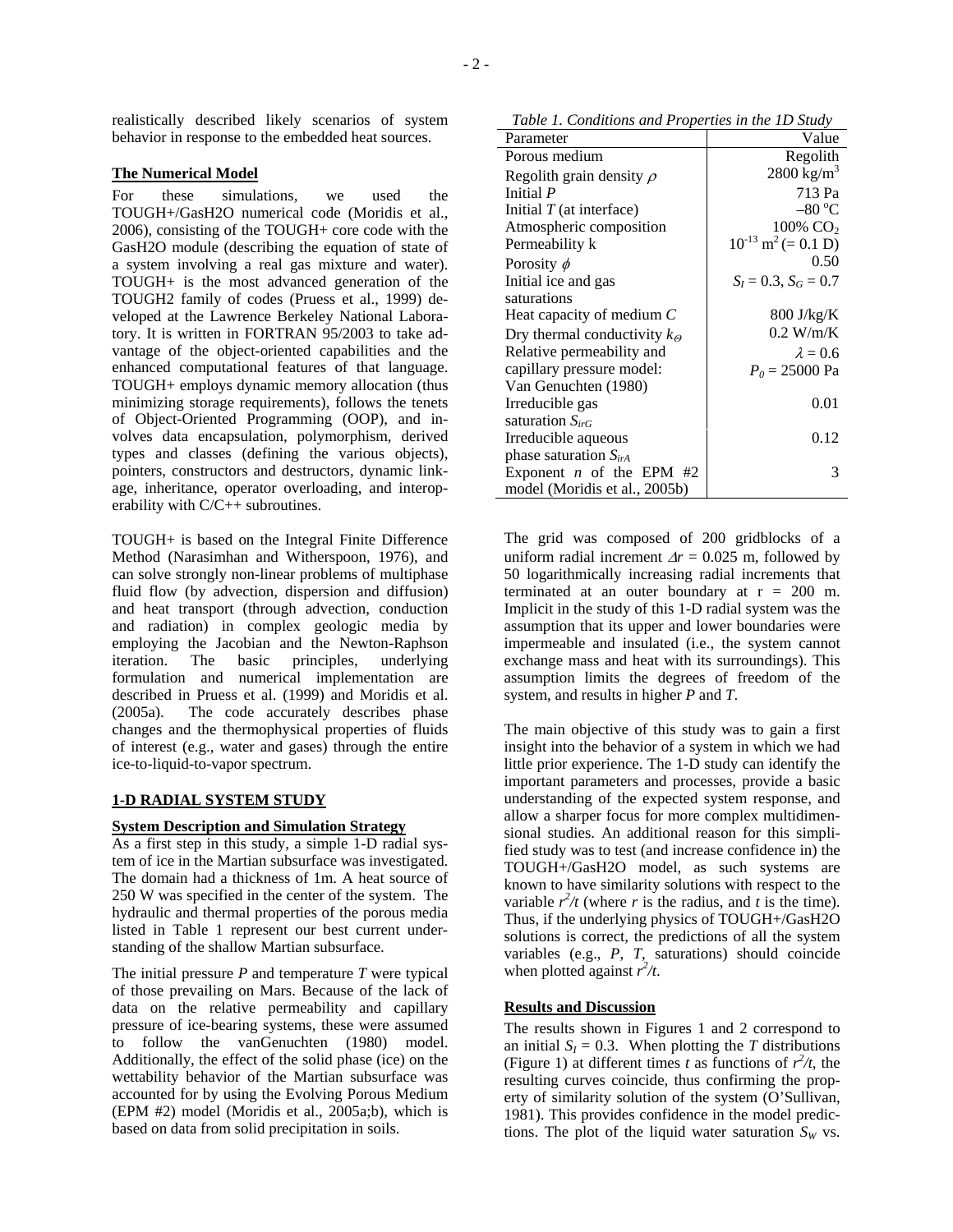realistically described likely scenarios of system behavior in response to the embedded heat sources.

**The Numerical Model**

For these simulations, we used the TOUGH+/GasH2O numerical code (Moridis et al., 2006), consisting of the TOUGH+ core code with the GasH2O module (describing the equation of state of a system involving a real gas mixture and water). TOUGH+ is the most advanced generation of the TOUGH2 family of codes (Pruess et al., 1999) developed at the Lawrence Berkeley National Laboratory. It is written in FORTRAN 95/2003 to take advantage of the object-oriented capabilities and the enhanced computational features of that language. TOUGH+ employs dynamic memory allocation (thus minimizing storage requirements), follows the tenets of Object-Oriented Programming (OOP), and involves data encapsulation, polymorphism, derived types and classes (defining the various objects), pointers, constructors and destructors, dynamic linkage, inheritance, operator overloading, and interoperability with C/C++ subroutines.

TOUGH+ is based on the Integral Finite Difference Method (Narasimhan and Witherspoon, 1976), and can solve strongly non-linear problems of multiphase fluid flow (by advection, dispersion and diffusion) and heat transport (through advection, conduction and radiation) in complex geologic media by employing the Jacobian and the Newton-Raphson iteration. The basic principles, underlying formulation and numerical implementation are described in Pruess et al. (1999) and Moridis et al. (2005a). The code accurately describes phase changes and the thermophysical properties of fluids of interest (e.g., water and gases) through the entire ice-to-liquid-to-vapor spectrum.

## 1-D RADIAL SYSTEM STUDY

**System Description and Simulation Strategy**

As a first step in this study, a simple 1-D radial system of ice in the Martian subsurface was investigated. The domain had a thickness of 1m. A heat source of 250 W was specified in the center of the system. The hydraulic and thermal properties of the porous media listed in Table 1 represent our best current understanding of the shallow Martian subsurface.

The initial pressure $P$ and temperature $T$ were typical of those prevailing on Mars. Because of the lack of data on the relative permeability and capillary pressure of ice-bearing systems, these were assumed to follow the vanGenuchten (1980) model. Additionally, the effect of the solid phase (ice) on the wettability behavior of the Martian subsurface was accounted for by using the Evolving Porous Medium (EPM #2) model (Moridis et al., 2005a;b), which is based on data from solid precipitation in soils.

*Table 1. Conditions and Properties in the 1D Study*

| Parameter | Value |
|---|---|
| Porous medium | Regolith |
| Regolith grain density $\rho$ | 2800 kg/m$^3$ |
| Initial $P$ | 713 Pa |
| Initial $T$ (at interface) | $-80\ ^{o}$C |
| Atmospheric composition | 100% $CO_2$ |
| Permeability k | $10^{-13}$ m$^2$ (= 0.1 D) |
| Porosity $\phi$ | 0.50 |
| Initial ice and gas saturations | $S_I = 0.3$, $S_G = 0.7$ |
| Heat capacity of medium $C$ | 800 J/kg/K |
| Dry thermal conductivity $k_\Theta$ | 0.2 W/m/K |
| Relative permeability and capillary pressure model: Van Genuchten (1980) | $\lambda = 0.6$<br>$P_0 = 25000$ Pa |
| Irreducible gas saturation $S_{irG}$ | 0.01 |
| Irreducible aqueous phase saturation $S_{irA}$ | 0.12 |
| Exponent $n$ of the EPM #2 model (Moridis et al., 2005b) | 3 |

The grid was composed of 200 gridblocks of a uniform radial increment $\Delta r = 0.025$ m, followed by 50 logarithmically increasing radial increments that terminated at an outer boundary at r = 200 m. Implicit in the study of this 1-D radial system was the assumption that its upper and lower boundaries were impermeable and insulated (i.e., the system cannot exchange mass and heat with its surroundings). This assumption limits the degrees of freedom of the system, and results in higher $P$ and $T$.

The main objective of this study was to gain a first insight into the behavior of a system in which we had little prior experience. The 1-D study can identify the important parameters and processes, provide a basic understanding of the expected system response, and allow a sharper focus for more complex multidimensional studies. An additional reason for this simplified study was to test (and increase confidence in) the TOUGH+/GasH2O model, as such systems are known to have similarity solutions with respect to the variable $r^2/t$ (where $r$ is the radius, and $t$ is the time). Thus, if the underlying physics of TOUGH+/GasH2O solutions is correct, the predictions of all the system variables (e.g., $P$, $T$, saturations) should coincide when plotted against $r^2/t$.

**Results and Discussion**

The results shown in Figures 1 and 2 correspond to an initial $S_I = 0.3$. When plotting the $T$ distributions (Figure 1) at different times $t$ as functions of $r^2/t$, the resulting curves coincide, thus confirming the property of similarity solution of the system (O'Sullivan, 1981). This provides confidence in the model predictions. The plot of the liquid water saturation $S_W$ vs.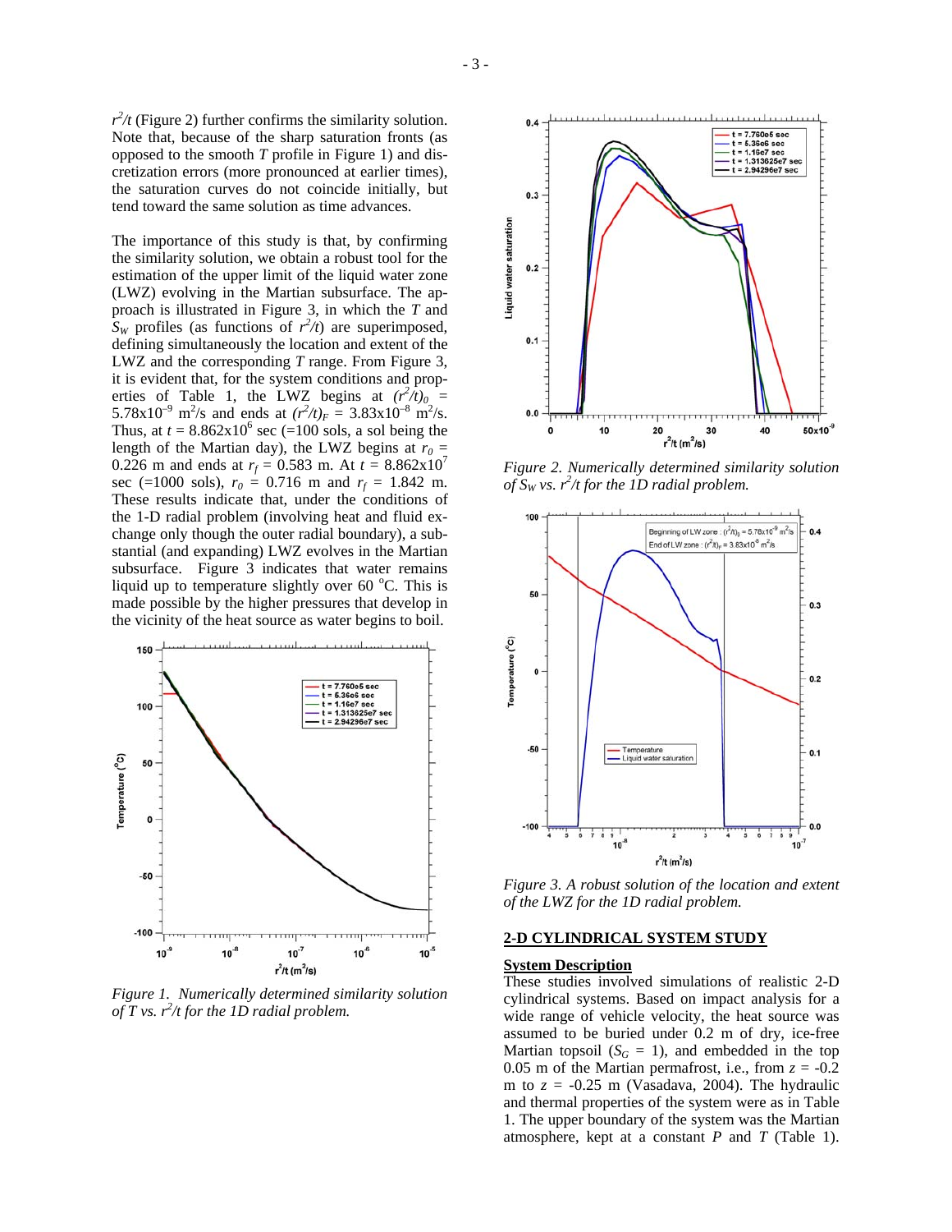$r^2/t$ (Figure 2) further confirms the similarity solution. Note that, because of the sharp saturation fronts (as opposed to the smooth $T$ profile in Figure 1) and discretization errors (more pronounced at earlier times), the saturation curves do not coincide initially, but tend toward the same solution as time advances.

The importance of this study is that, by confirming the similarity solution, we obtain a robust tool for the estimation of the upper limit of the liquid water zone (LWZ) evolving in the Martian subsurface. The approach is illustrated in Figure 3, in which the $T$ and $S_W$ profiles (as functions of $r^2/t$) are superimposed, defining simultaneously the location and extent of the LWZ and the corresponding $T$ range. From Figure 3, it is evident that, for the system conditions and properties of Table 1, the LWZ begins at $(r^2/t)_0 = 5.78 \times 10^{-9}$ m$^2$/s and ends at $(r^2/t)_F = 3.83 \times 10^{-8}$ m$^2$/s. Thus, at $t = 8.862 \times 10^6$ sec (=100 sols, a sol being the length of the Martian day), the LWZ begins at $r_0 = 0.226$ m and ends at $r_f = 0.583$ m. At $t = 8.862 \times 10^7$ sec (=1000 sols), $r_0 = 0.716$ m and $r_f = 1.842$ m. These results indicate that, under the conditions of the 1-D radial problem (involving heat and fluid exchange only though the outer radial boundary), a substantial (and expanding) LWZ evolves in the Martian subsurface. Figure 3 indicates that water remains liquid up to temperature slightly over 60 $^o$C. This is made possible by the higher pressures that develop in the vicinity of the heat source as water begins to boil.

*Figure 1. Numerically determined similarity solution of T vs. $r^2/t$ for the 1D radial problem.*

*Figure 2. Numerically determined similarity solution of $S_W$ vs. $r^2/t$ for the 1D radial problem.*

*Figure 3. A robust solution of the location and extent of the LWZ for the 1D radial problem.*

## 2-D CYLINDRICAL SYSTEM STUDY

### System Description

These studies involved simulations of realistic 2-D cylindrical systems. Based on impact analysis for a wide range of vehicle velocity, the heat source was assumed to be buried under 0.2 m of dry, ice-free Martian topsoil ($S_G = 1$), and embedded in the top 0.05 m of the Martian permafrost, i.e., from $z = -0.2$ m to $z = -0.25$ m (Vasadava, 2004). The hydraulic and thermal properties of the system were as in Table 1. The upper boundary of the system was the Martian atmosphere, kept at a constant $P$ and $T$ (Table 1).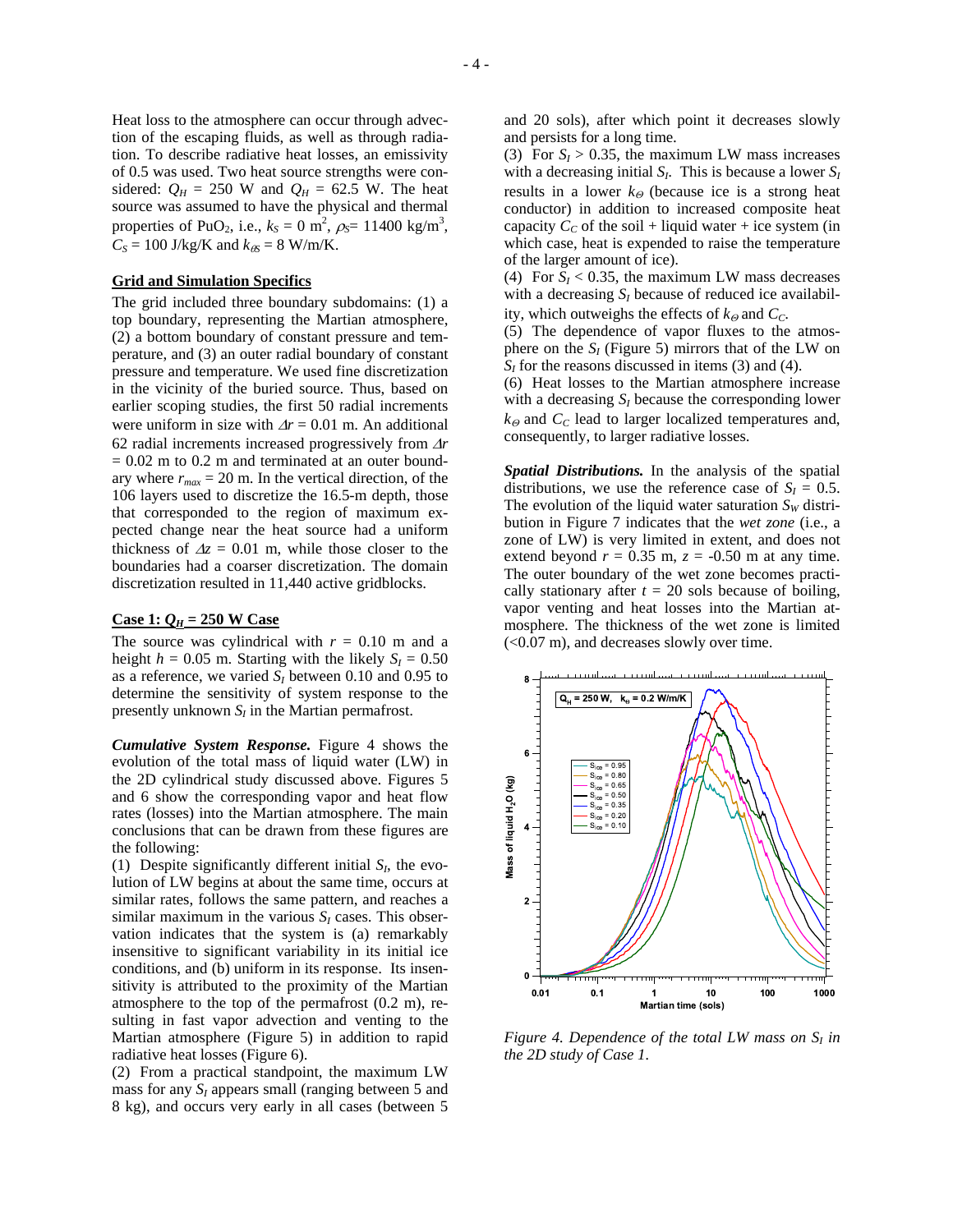Heat loss to the atmosphere can occur through advection of the escaping fluids, as well as through radiation. To describe radiative heat losses, an emissivity of 0.5 was used. Two heat source strengths were considered: $Q_H$ = 250 W and $Q_H$ = 62.5 W. The heat source was assumed to have the physical and thermal properties of $PuO_2$, i.e., $k_S = 0$ m$^2$, $\rho_S$= 11400 kg/m$^3$, $C_S$ = 100 J/kg/K and $k_{\Theta S}$ = 8 W/m/K.

### Grid and Simulation Specifics

The grid included three boundary subdomains: (1) a top boundary, representing the Martian atmosphere, (2) a bottom boundary of constant pressure and temperature, and (3) an outer radial boundary of constant pressure and temperature. We used fine discretization in the vicinity of the buried source. Thus, based on earlier scoping studies, the first 50 radial increments were uniform in size with $\Delta r$ = 0.01 m. An additional 62 radial increments increased progressively from $\Delta r$ = 0.02 m to 0.2 m and terminated at an outer boundary where $r_{max}$ = 20 m. In the vertical direction, of the 106 layers used to discretize the 16.5-m depth, those that corresponded to the region of maximum expected change near the heat source had a uniform thickness of $\Delta z$ = 0.01 m, while those closer to the boundaries had a coarser discretization. The domain discretization resulted in 11,440 active gridblocks.

### Case 1: $Q_H$ = 250 W Case

The source was cylindrical with $r$ = 0.10 m and a height $h$ = 0.05 m. Starting with the likely $S_I$ = 0.50 as a reference, we varied $S_I$ between 0.10 and 0.95 to determine the sensitivity of system response to the presently unknown $S_I$ in the Martian permafrost.

***Cumulative System Response.*** Figure 4 shows the evolution of the total mass of liquid water (LW) in the 2D cylindrical study discussed above. Figures 5 and 6 show the corresponding vapor and heat flow rates (losses) into the Martian atmosphere. The main conclusions that can be drawn from these figures are the following:

(1) Despite significantly different initial $S_I$, the evolution of LW begins at about the same time, occurs at similar rates, follows the same pattern, and reaches a similar maximum in the various $S_I$ cases. This observation indicates that the system is (a) remarkably insensitive to significant variability in its initial ice conditions, and (b) uniform in its response. Its insensitivity is attributed to the proximity of the Martian atmosphere to the top of the permafrost (0.2 m), resulting in fast vapor advection and venting to the Martian atmosphere (Figure 5) in addition to rapid radiative heat losses (Figure 6).

(2) From a practical standpoint, the maximum LW mass for any $S_I$ appears small (ranging between 5 and 8 kg), and occurs very early in all cases (between 5 and 20 sols), after which point it decreases slowly and persists for a long time.

(3) For $S_I$ > 0.35, the maximum LW mass increases with a decreasing initial $S_I$. This is because a lower $S_I$ results in a lower $k_\Theta$ (because ice is a strong heat conductor) in addition to increased composite heat capacity $C_C$ of the soil + liquid water + ice system (in which case, heat is expended to raise the temperature of the larger amount of ice).

(4) For $S_I$ < 0.35, the maximum LW mass decreases with a decreasing $S_I$ because of reduced ice availability, which outweighs the effects of $k_\Theta$ and $C_C$.

(5) The dependence of vapor fluxes to the atmosphere on the $S_I$ (Figure 5) mirrors that of the LW on $S_I$ for the reasons discussed in items (3) and (4).

(6) Heat losses to the Martian atmosphere increase with a decreasing $S_I$ because the corresponding lower $k_\Theta$ and $C_C$ lead to larger localized temperatures and, consequently, to larger radiative losses.

***Spatial Distributions.*** In the analysis of the spatial distributions, we use the reference case of $S_I$ = 0.5. The evolution of the liquid water saturation $S_W$ distribution in Figure 7 indicates that the *wet zone* (i.e., a zone of LW) is very limited in extent, and does not extend beyond $r$ = 0.35 m, $z$ = -0.50 m at any time. The outer boundary of the wet zone becomes practically stationary after $t$ = 20 sols because of boiling, vapor venting and heat losses into the Martian atmosphere. The thickness of the wet zone is limited (<0.07 m), and decreases slowly over time.

*Figure 4. Dependence of the total LW mass on $S_I$ in the 2D study of Case 1.*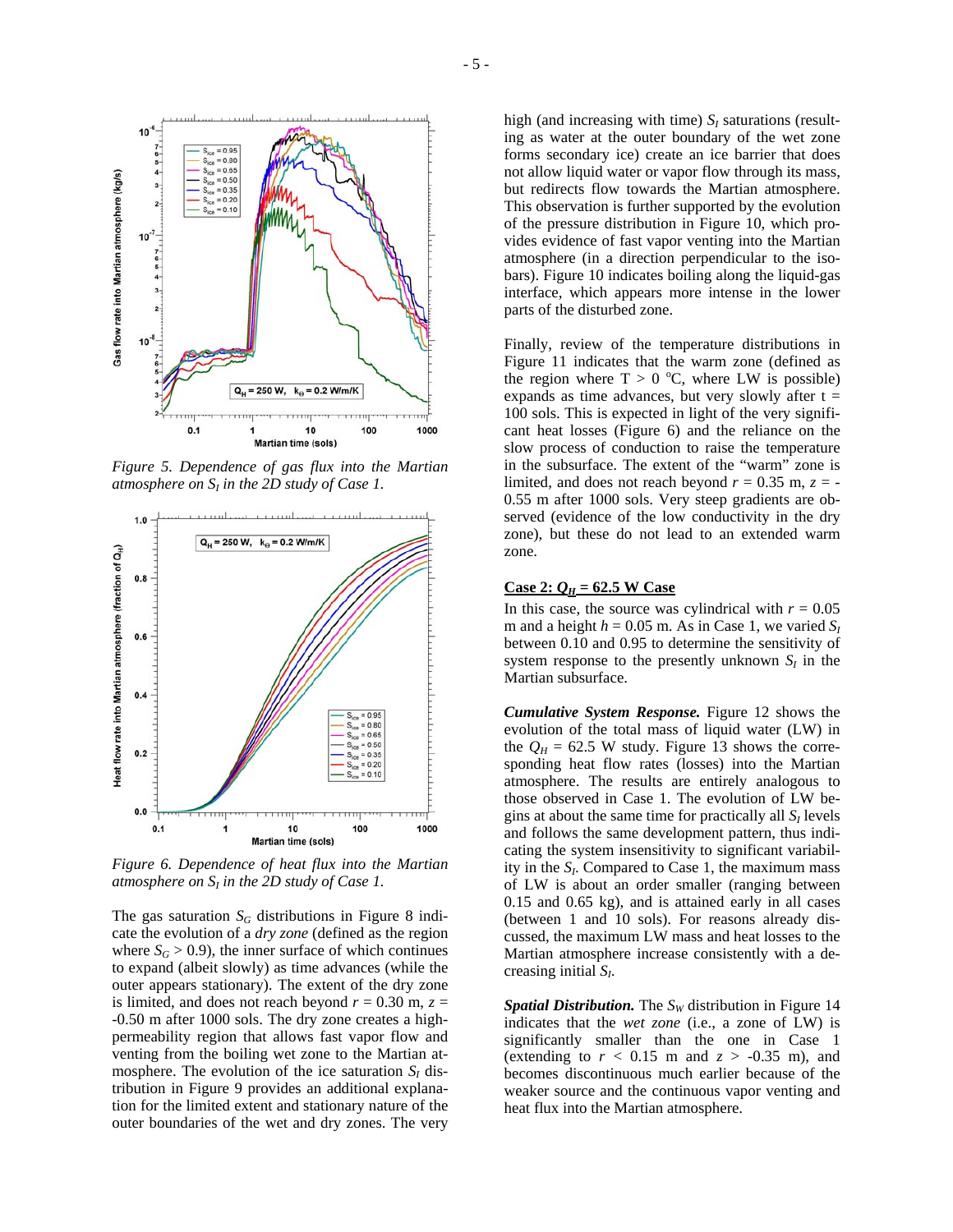Figure 5. Dependence of gas flux into the Martian atmosphere on $S_I$ in the 2D study of Case 1.

Figure 6. Dependence of heat flux into the Martian atmosphere on $S_I$ in the 2D study of Case 1.

The gas saturation $S_G$ distributions in Figure 8 indicate the evolution of a *dry zone* (defined as the region where $S_G > 0.9$), the inner surface of which continues to expand (albeit slowly) as time advances (while the outer appears stationary). The extent of the dry zone is limited, and does not reach beyond $r = 0.30$ m, $z = -0.50$ m after 1000 sols. The dry zone creates a high-permeability region that allows fast vapor flow and venting from the boiling wet zone to the Martian atmosphere. The evolution of the ice saturation $S_I$ distribution in Figure 9 provides an additional explanation for the limited extent and stationary nature of the outer boundaries of the wet and dry zones. The very high (and increasing with time) $S_I$ saturations (resulting as water at the outer boundary of the wet zone forms secondary ice) create an ice barrier that does not allow liquid water or vapor flow through its mass, but redirects flow towards the Martian atmosphere. This observation is further supported by the evolution of the pressure distribution in Figure 10, which provides evidence of fast vapor venting into the Martian atmosphere (in a direction perpendicular to the isobars). Figure 10 indicates boiling along the liquid-gas interface, which appears more intense in the lower parts of the disturbed zone.

Finally, review of the temperature distributions in Figure 11 indicates that the warm zone (defined as the region where $T > 0$ °C, where LW is possible) expands as time advances, but very slowly after $t = 100$ sols. This is expected in light of the very significant heat losses (Figure 6) and the reliance on the slow process of conduction to raise the temperature in the subsurface. The extent of the "warm" zone is limited, and does not reach beyond $r = 0.35$ m, $z = -0.55$ m after 1000 sols. Very steep gradients are observed (evidence of the low conductivity in the dry zone), but these do not lead to an extended warm zone.

## Case 2: $Q_H$ = 62.5 W Case

In this case, the source was cylindrical with $r = 0.05$ m and a height $h = 0.05$ m. As in Case 1, we varied $S_I$ between 0.10 and 0.95 to determine the sensitivity of system response to the presently unknown $S_I$ in the Martian subsurface.

***Cumulative System Response.*** Figure 12 shows the evolution of the total mass of liquid water (LW) in the $Q_H$ = 62.5 W study. Figure 13 shows the corresponding heat flow rates (losses) into the Martian atmosphere. The results are entirely analogous to those observed in Case 1. The evolution of LW begins at about the same time for practically all $S_I$ levels and follows the same development pattern, thus indicating the system insensitivity to significant variability in the $S_I$. Compared to Case 1, the maximum mass of LW is about an order smaller (ranging between 0.15 and 0.65 kg), and is attained early in all cases (between 1 and 10 sols). For reasons already discussed, the maximum LW mass and heat losses to the Martian atmosphere increase consistently with a decreasing initial $S_I$.

***Spatial Distribution.*** The $S_W$ distribution in Figure 14 indicates that the *wet zone* (i.e., a zone of LW) is significantly smaller than the one in Case 1 (extending to $r < 0.15$ m and $z > -0.35$ m), and becomes discontinuous much earlier because of the weaker source and the continuous vapor venting and heat flux into the Martian atmosphere.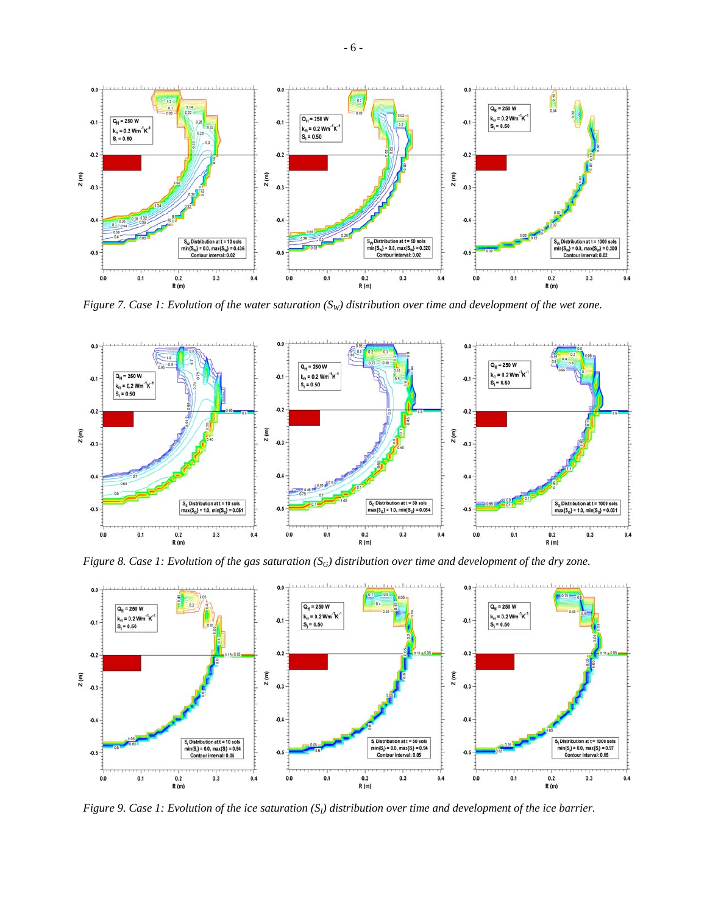Figure 7. Case 1: Evolution of the water saturation ($S_W$) distribution over time and development of the wet zone.

Figure 8. Case 1: Evolution of the gas saturation ($S_G$) distribution over time and development of the dry zone.

Figure 9. Case 1: Evolution of the ice saturation ($S_I$) distribution over time and development of the ice barrier.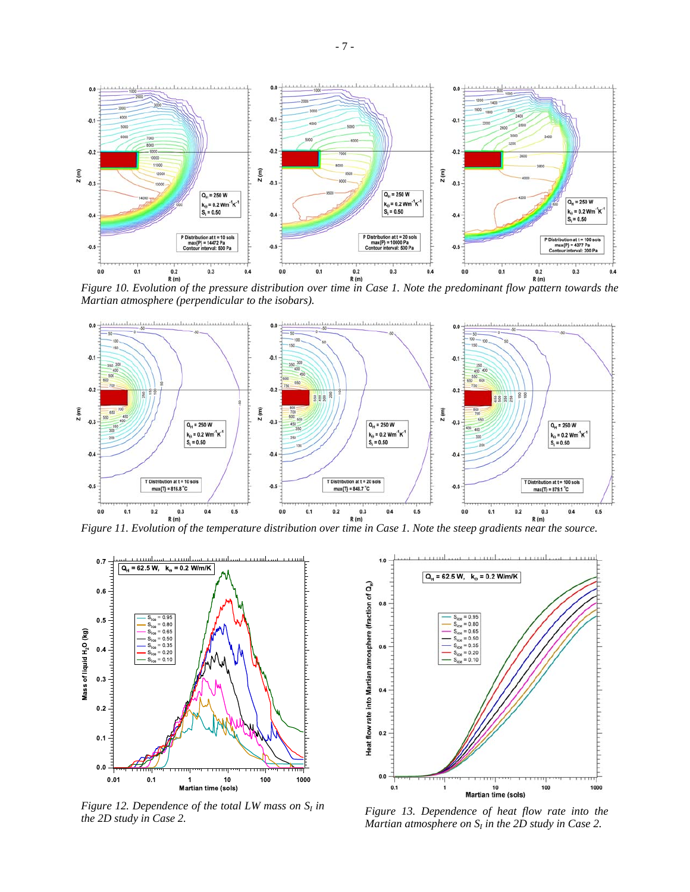*Figure 10. Evolution of the pressure distribution over time in Case 1. Note the predominant flow pattern towards the Martian atmosphere (perpendicular to the isobars).*

*Figure 11. Evolution of the temperature distribution over time in Case 1. Note the steep gradients near the source.*

*Figure 12. Dependence of the total LW mass on $S_I$ in the 2D study in Case 2.*

*Figure 13. Dependence of heat flow rate into the Martian atmosphere on $S_I$ in the 2D study in Case 2.*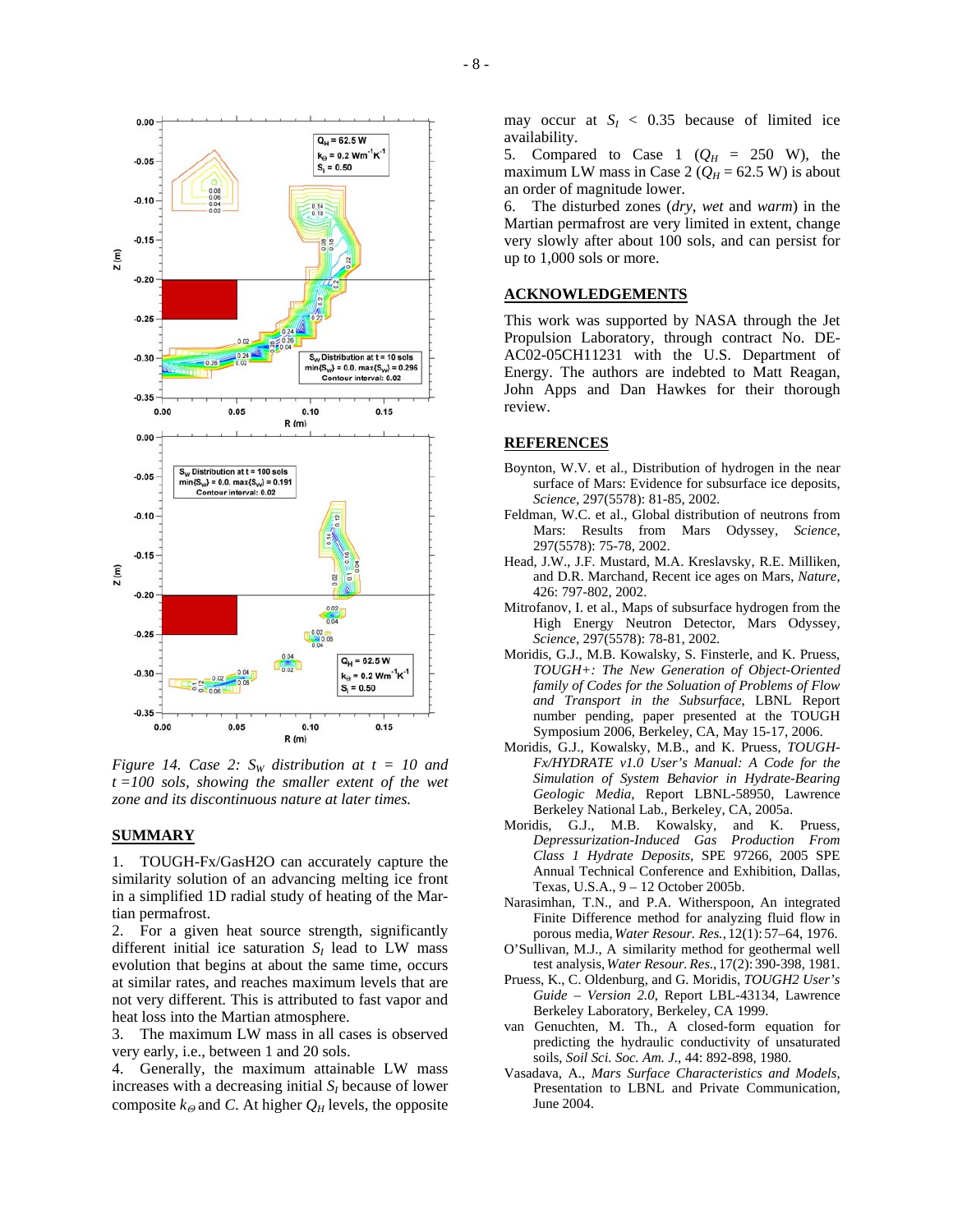Q$_H$ = 62.5 W
k$_\Theta$ = 0.2 Wm$^{-1}$K$^{-1}$
S$_I$ = 0.50

S$_W$ Distribution at t = 10 sols
min(S$_W$) = 0.0, max(S$_W$) = 0.296
Contour interval: 0.02

Z (m)
R (m)

S$_W$ Distribution at t = 100 sols
min(S$_W$) = 0.0, max(S$_W$) = 0.191
Contour interval: 0.02

Q$_H$ = 62.5 W
k$_\Theta$ = 0.2 Wm$^{-1}$K$^{-1}$
S$_I$ = 0.50

Z (m)
R (m)

*Figure 14. Case 2: $S_W$ distribution at $t$ = 10 and $t$ =100 sols, showing the smaller extent of the wet zone and its discontinuous nature at later times.*

## SUMMARY

1. TOUGH-Fx/GasH2O can accurately capture the similarity solution of an advancing melting ice front in a simplified 1D radial study of heating of the Martian permafrost.
2. For a given heat source strength, significantly different initial ice saturation $S_I$ lead to LW mass evolution that begins at about the same time, occurs at similar rates, and reaches maximum levels that are not very different. This is attributed to fast vapor and heat loss into the Martian atmosphere.
3. The maximum LW mass in all cases is observed very early, i.e., between 1 and 20 sols.
4. Generally, the maximum attainable LW mass increases with a decreasing initial $S_I$ because of lower composite $k_\Theta$ and $C$. At higher $Q_H$ levels, the opposite may occur at $S_I$ < 0.35 because of limited ice availability.
5. Compared to Case 1 ($Q_H$ = 250 W), the maximum LW mass in Case 2 ($Q_H$ = 62.5 W) is about an order of magnitude lower.
6. The disturbed zones (*dry*, *wet* and *warm*) in the Martian permafrost are very limited in extent, change very slowly after about 100 sols, and can persist for up to 1,000 sols or more.

## ACKNOWLEDGEMENTS

This work was supported by NASA through the Jet Propulsion Laboratory, through contract No. DE-AC02-05CH11231 with the U.S. Department of Energy. The authors are indebted to Matt Reagan, John Apps and Dan Hawkes for their thorough review.

## REFERENCES

Boynton, W.V. et al., Distribution of hydrogen in the near surface of Mars: Evidence for subsurface ice deposits, *Science*, 297(5578): 81-85, 2002.

Feldman, W.C. et al., Global distribution of neutrons from Mars: Results from Mars Odyssey, *Science*, 297(5578): 75-78, 2002.

Head, J.W., J.F. Mustard, M.A. Kreslavsky, R.E. Milliken, and D.R. Marchand, Recent ice ages on Mars, *Nature*, 426: 797-802, 2002.

Mitrofanov, I. et al., Maps of subsurface hydrogen from the High Energy Neutron Detector, Mars Odyssey, *Science*, 297(5578): 78-81, 2002.

Moridis, G.J., M.B. Kowalsky, S. Finsterle, and K. Pruess, *TOUGH+: The New Generation of Object-Oriented family of Codes for the Soluation of Problems of Flow and Transport in the Subsurface*, LBNL Report number pending, paper presented at the TOUGH Symposium 2006, Berkeley, CA, May 15-17, 2006.

Moridis, G.J., Kowalsky, M.B., and K. Pruess, *TOUGH-Fx/HYDRATE v1.0 User's Manual: A Code for the Simulation of System Behavior in Hydrate-Bearing Geologic Media*, Report LBNL-58950, Lawrence Berkeley National Lab., Berkeley, CA, 2005a.

Moridis, G.J., M.B. Kowalsky, and K. Pruess, *Depressurization-Induced Gas Production From Class 1 Hydrate Deposits*, SPE 97266, 2005 SPE Annual Technical Conference and Exhibition, Dallas, Texas, U.S.A., 9 – 12 October 2005b.

Narasimhan, T.N., and P.A. Witherspoon, An integrated Finite Difference method for analyzing fluid flow in porous media, *Water Resour. Res.*, 12(1): 57–64, 1976.

O'Sullivan, M.J., A similarity method for geothermal well test analysis, *Water Resour. Res.*, 17(2): 390-398, 1981.

Pruess, K., C. Oldenburg, and G. Moridis, *TOUGH2 User's Guide – Version 2.0*, Report LBL-43134, Lawrence Berkeley Laboratory, Berkeley, CA 1999.

van Genuchten, M. Th., A closed-form equation for predicting the hydraulic conductivity of unsaturated soils, *Soil Sci. Soc. Am. J.*, 44: 892-898, 1980.

Vasadava, A., *Mars Surface Characteristics and Models*, Presentation to LBNL and Private Communication, June 2004.